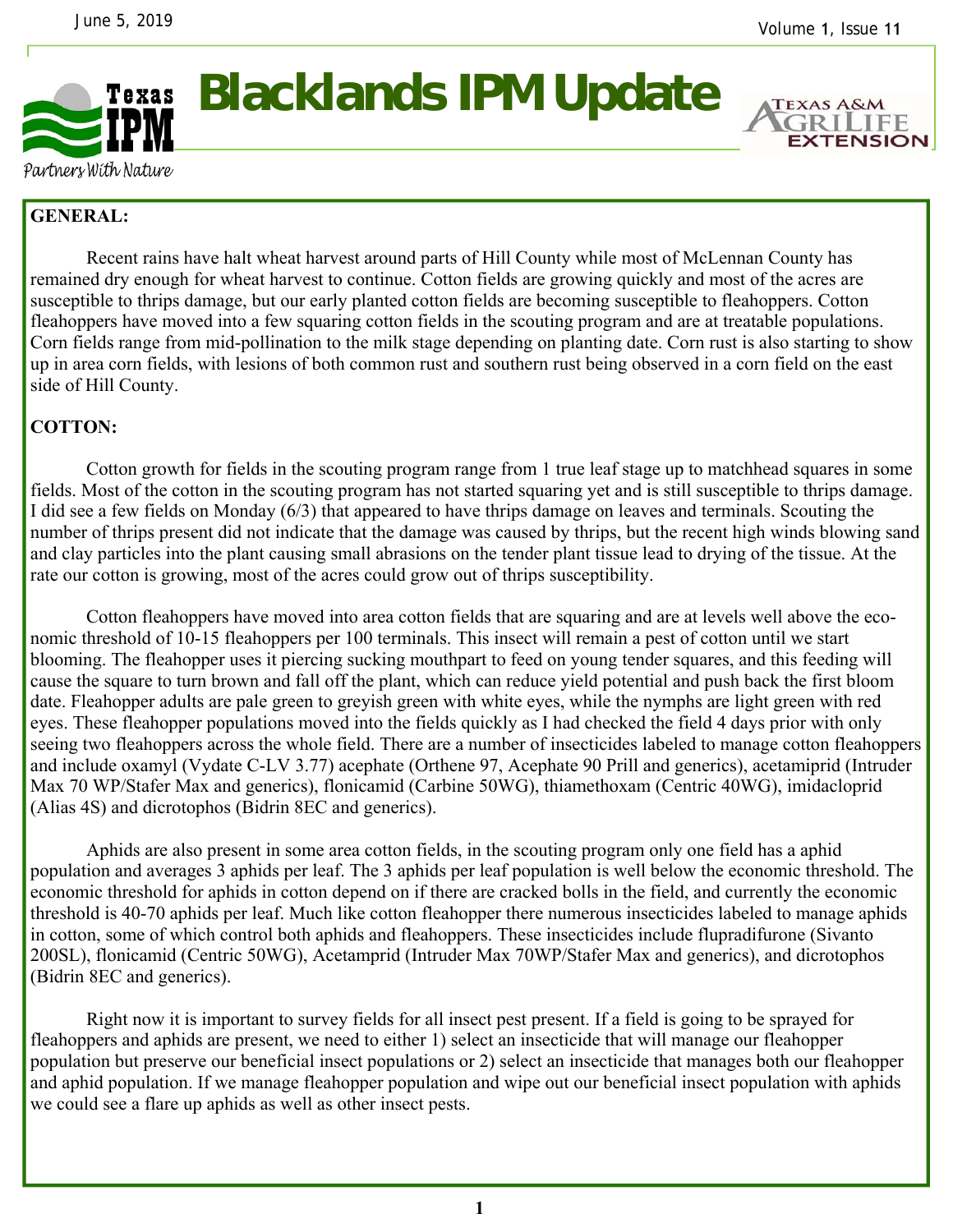# Blacklands IPM Update

June 5, 2019

Volume 1, Issue 11

Texas IPM — Partners With Nature

Texas A&M AgriLife Extension

**GENERAL:**

Recent rains have halt wheat harvest around parts of Hill County while most of McLennan County has remained dry enough for wheat harvest to continue. Cotton fields are growing quickly and most of the acres are susceptible to thrips damage, but our early planted cotton fields are becoming susceptible to fleahoppers. Cotton fleahoppers have moved into a few squaring cotton fields in the scouting program and are at treatable populations. Corn fields range from mid-pollination to the milk stage depending on planting date. Corn rust is also starting to show up in area corn fields, with lesions of both common rust and southern rust being observed in a corn field on the east side of Hill County.

**COTTON:**

Cotton growth for fields in the scouting program range from 1 true leaf stage up to matchhead squares in some fields. Most of the cotton in the scouting program has not started squaring yet and is still susceptible to thrips damage. I did see a few fields on Monday (6/3) that appeared to have thrips damage on leaves and terminals. Scouting the number of thrips present did not indicate that the damage was caused by thrips, but the recent high winds blowing sand and clay particles into the plant causing small abrasions on the tender plant tissue lead to drying of the tissue. At the rate our cotton is growing, most of the acres could grow out of thrips susceptibility.

Cotton fleahoppers have moved into area cotton fields that are squaring and are at levels well above the economic threshold of 10-15 fleahoppers per 100 terminals. This insect will remain a pest of cotton until we start blooming. The fleahopper uses it piercing sucking mouthpart to feed on young tender squares, and this feeding will cause the square to turn brown and fall off the plant, which can reduce yield potential and push back the first bloom date. Fleahopper adults are pale green to greyish green with white eyes, while the nymphs are light green with red eyes. These fleahopper populations moved into the fields quickly as I had checked the field 4 days prior with only seeing two fleahoppers across the whole field. There are a number of insecticides labeled to manage cotton fleahoppers and include oxamyl (Vydate C-LV 3.77) acephate (Orthene 97, Acephate 90 Prill and generics), acetamiprid (Intruder Max 70 WP/Stafer Max and generics), flonicamid (Carbine 50WG), thiamethoxam (Centric 40WG), imidacloprid (Alias 4S) and dicrotophos (Bidrin 8EC and generics).

Aphids are also present in some area cotton fields, in the scouting program only one field has a aphid population and averages 3 aphids per leaf. The 3 aphids per leaf population is well below the economic threshold. The economic threshold for aphids in cotton depend on if there are cracked bolls in the field, and currently the economic threshold is 40-70 aphids per leaf. Much like cotton fleahopper there numerous insecticides labeled to manage aphids in cotton, some of which control both aphids and fleahoppers. These insecticides include flupradifurone (Sivanto 200SL), flonicamid (Centric 50WG), Acetamprid (Intruder Max 70WP/Stafer Max and generics), and dicrotophos (Bidrin 8EC and generics).

Right now it is important to survey fields for all insect pest present. If a field is going to be sprayed for fleahoppers and aphids are present, we need to either 1) select an insecticide that will manage our fleahopper population but preserve our beneficial insect populations or 2) select an insecticide that manages both our fleahopper and aphid population. If we manage fleahopper population and wipe out our beneficial insect population with aphids we could see a flare up aphids as well as other insect pests.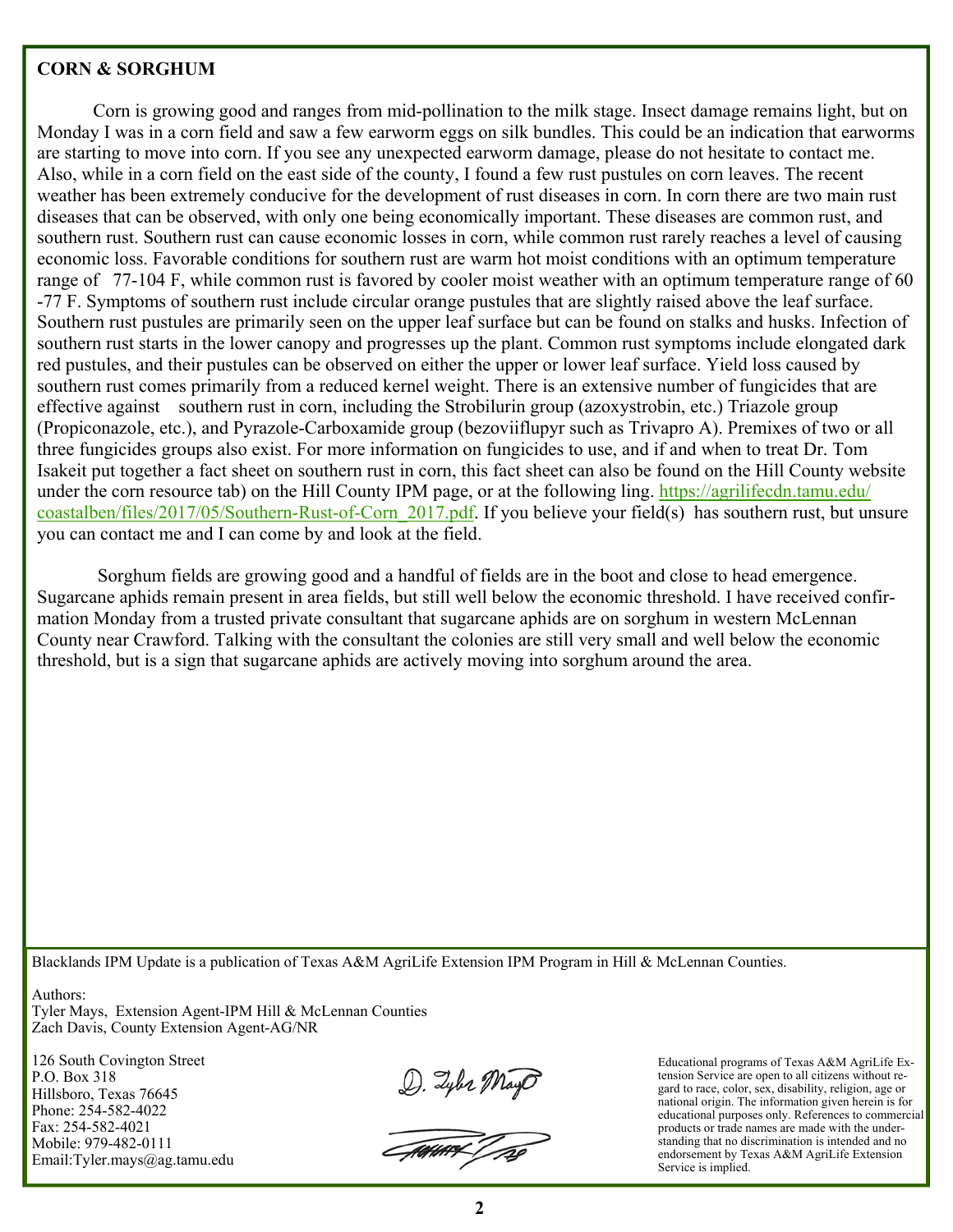**CORN & SORGHUM**

Corn is growing good and ranges from mid-pollination to the milk stage. Insect damage remains light, but on Monday I was in a corn field and saw a few earworm eggs on silk bundles. This could be an indication that earworms are starting to move into corn. If you see any unexpected earworm damage, please do not hesitate to contact me. Also, while in a corn field on the east side of the county, I found a few rust pustules on corn leaves. The recent weather has been extremely conducive for the development of rust diseases in corn. In corn there are two main rust diseases that can be observed, with only one being economically important. These diseases are common rust, and southern rust. Southern rust can cause economic losses in corn, while common rust rarely reaches a level of causing economic loss. Favorable conditions for southern rust are warm hot moist conditions with an optimum temperature range of 77-104 F, while common rust is favored by cooler moist weather with an optimum temperature range of 60 -77 F. Symptoms of southern rust include circular orange pustules that are slightly raised above the leaf surface. Southern rust pustules are primarily seen on the upper leaf surface but can be found on stalks and husks. Infection of southern rust starts in the lower canopy and progresses up the plant. Common rust symptoms include elongated dark red pustules, and their pustules can be observed on either the upper or lower leaf surface. Yield loss caused by southern rust comes primarily from a reduced kernel weight. There is an extensive number of fungicides that are effective against southern rust in corn, including the Strobilurin group (azoxystrobin, etc.) Triazole group (Propiconazole, etc.), and Pyrazole-Carboxamide group (bezoviiflupyr such as Trivapro A). Premixes of two or all three fungicides groups also exist. For more information on fungicides to use, and if and when to treat Dr. Tom Isakeit put together a fact sheet on southern rust in corn, this fact sheet can also be found on the Hill County website under the corn resource tab) on the Hill County IPM page, or at the following ling. https://agrilifecdn.tamu.edu/coastalben/files/2017/05/Southern-Rust-of-Corn_2017.pdf. If you believe your field(s) has southern rust, but unsure you can contact me and I can come by and look at the field.

Sorghum fields are growing good and a handful of fields are in the boot and close to head emergence. Sugarcane aphids remain present in area fields, but still well below the economic threshold. I have received confirmation Monday from a trusted private consultant that sugarcane aphids are on sorghum in western McLennan County near Crawford. Talking with the consultant the colonies are still very small and well below the economic threshold, but is a sign that sugarcane aphids are actively moving into sorghum around the area.

---

Blacklands IPM Update is a publication of Texas A&M AgriLife Extension IPM Program in Hill & McLennan Counties.

Authors:
Tyler Mays, Extension Agent-IPM Hill & McLennan Counties
Zach Davis, County Extension Agent-AG/NR

126 South Covington Street
P.O. Box 318
Hillsboro, Texas 76645
Phone: 254-582-4022
Fax: 254-582-4021
Mobile: 979-482-0111
Email:Tyler.mays@ag.tamu.edu

Educational programs of Texas A&M AgriLife Extension Service are open to all citizens without regard to race, color, sex, disability, religion, age or national origin. The information given herein is for educational purposes only. References to commercial products or trade names are made with the understanding that no discrimination is intended and no endorsement by Texas A&M AgriLife Extension Service is implied.